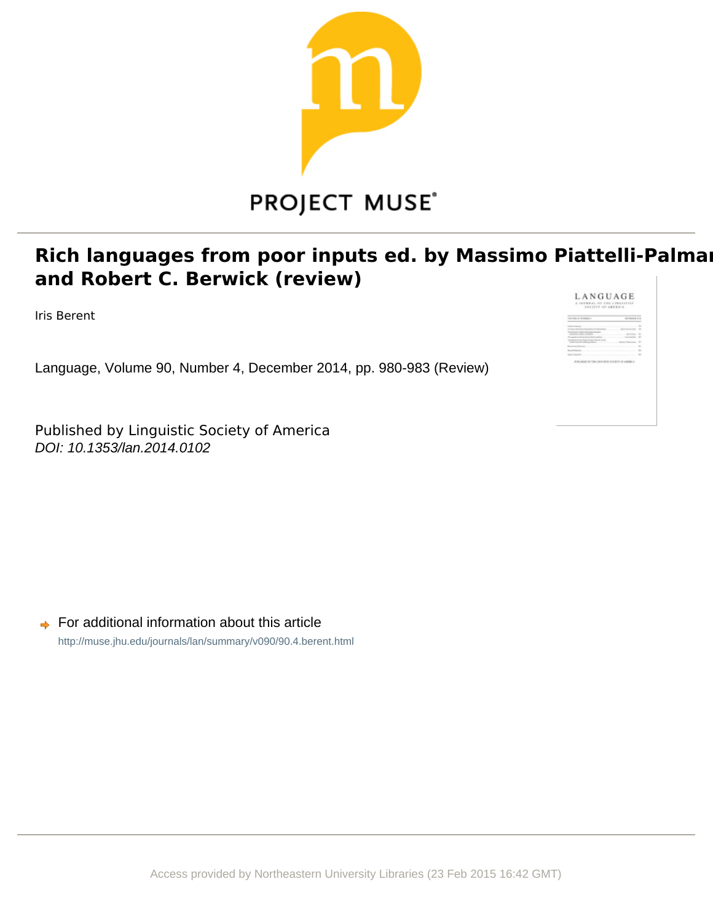PROJECT MUSE®

# Rich languages from poor inputs ed. by Massimo Piattelli-Palmarini and Robert C. Berwick (review)

Iris Berent

Language, Volume 90, Number 4, December 2014, pp. 980-983 (Review)

Published by Linguistic Society of America
*DOI: 10.1353/lan.2014.0102*

For additional information about this article
http://muse.jhu.edu/journals/lan/summary/v090/90.4.berent.html

Access provided by Northeastern University Libraries (23 Feb 2015 16:42 GMT)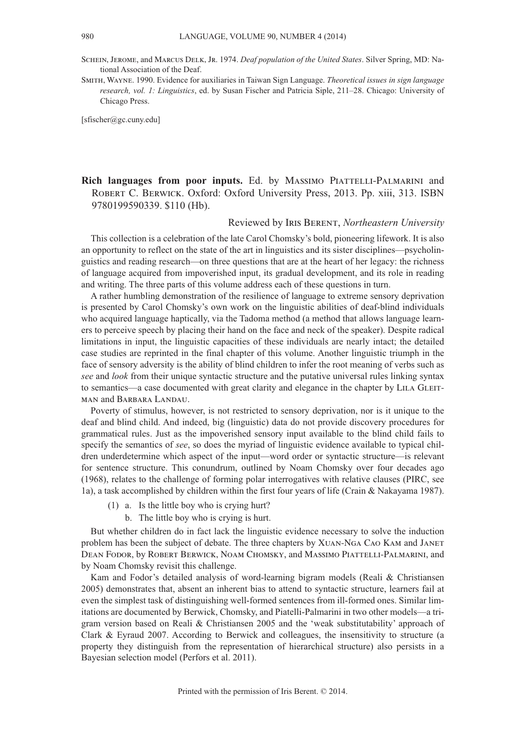Schein, Jerome, and Marcus Delk, Jr. 1974. *Deaf population of the United States*. Silver Spring, MD: National Association of the Deaf.

Smith, Wayne. 1990. Evidence for auxiliaries in Taiwan Sign Language. *Theoretical issues in sign language research, vol. 1: Linguistics*, ed. by Susan Fischer and Patricia Siple, 211–28. Chicago: University of Chicago Press.

[sfischer@gc.cuny.edu]

**Rich languages from poor inputs.** Ed. by Massimo Piattelli-Palmarini and Robert C. Berwick. Oxford: Oxford University Press, 2013. Pp. xiii, 313. ISBN 9780199590339. $110 (Hb).

Reviewed by Iris Berent, *Northeastern University*

This collection is a celebration of the late Carol Chomsky's bold, pioneering lifework. It is also an opportunity to reflect on the state of the art in linguistics and its sister disciplines—psycholinguistics and reading research—on three questions that are at the heart of her legacy: the richness of language acquired from impoverished input, its gradual development, and its role in reading and writing. The three parts of this volume address each of these questions in turn.

A rather humbling demonstration of the resilience of language to extreme sensory deprivation is presented by Carol Chomsky's own work on the linguistic abilities of deaf-blind individuals who acquired language haptically, via the Tadoma method (a method that allows language learners to perceive speech by placing their hand on the face and neck of the speaker). Despite radical limitations in input, the linguistic capacities of these individuals are nearly intact; the detailed case studies are reprinted in the final chapter of this volume. Another linguistic triumph in the face of sensory adversity is the ability of blind children to infer the root meaning of verbs such as *see* and *look* from their unique syntactic structure and the putative universal rules linking syntax to semantics—a case documented with great clarity and elegance in the chapter by Lila Gleitman and Barbara Landau.

Poverty of stimulus, however, is not restricted to sensory deprivation, nor is it unique to the deaf and blind child. And indeed, big (linguistic) data do not provide discovery procedures for grammatical rules. Just as the impoverished sensory input available to the blind child fails to specify the semantics of *see*, so does the myriad of linguistic evidence available to typical children underdetermine which aspect of the input—word order or syntactic structure—is relevant for sentence structure. This conundrum, outlined by Noam Chomsky over four decades ago (1968), relates to the challenge of forming polar interrogatives with relative clauses (PIRC, see 1a), a task accomplished by children within the first four years of life (Crain & Nakayama 1987).

(1) a. Is the little boy who is crying hurt?
 b. The little boy who is crying is hurt.

But whether children do in fact lack the linguistic evidence necessary to solve the induction problem has been the subject of debate. The three chapters by Xuan-Nga Cao Kam and Janet Dean Fodor, by Robert Berwick, Noam Chomsky, and Massimo Piattelli-Palmarini, and by Noam Chomsky revisit this challenge.

Kam and Fodor's detailed analysis of word-learning bigram models (Reali & Christiansen 2005) demonstrates that, absent an inherent bias to attend to syntactic structure, learners fail at even the simplest task of distinguishing well-formed sentences from ill-formed ones. Similar limitations are documented by Berwick, Chomsky, and Piatelli-Palmarini in two other models—a trigram version based on Reali & Christiansen 2005 and the 'weak substitutability' approach of Clark & Eyraud 2007. According to Berwick and colleagues, the insensitivity to structure (a property they distinguish from the representation of hierarchical structure) also persists in a Bayesian selection model (Perfors et al. 2011).

Printed with the permission of Iris Berent. © 2014.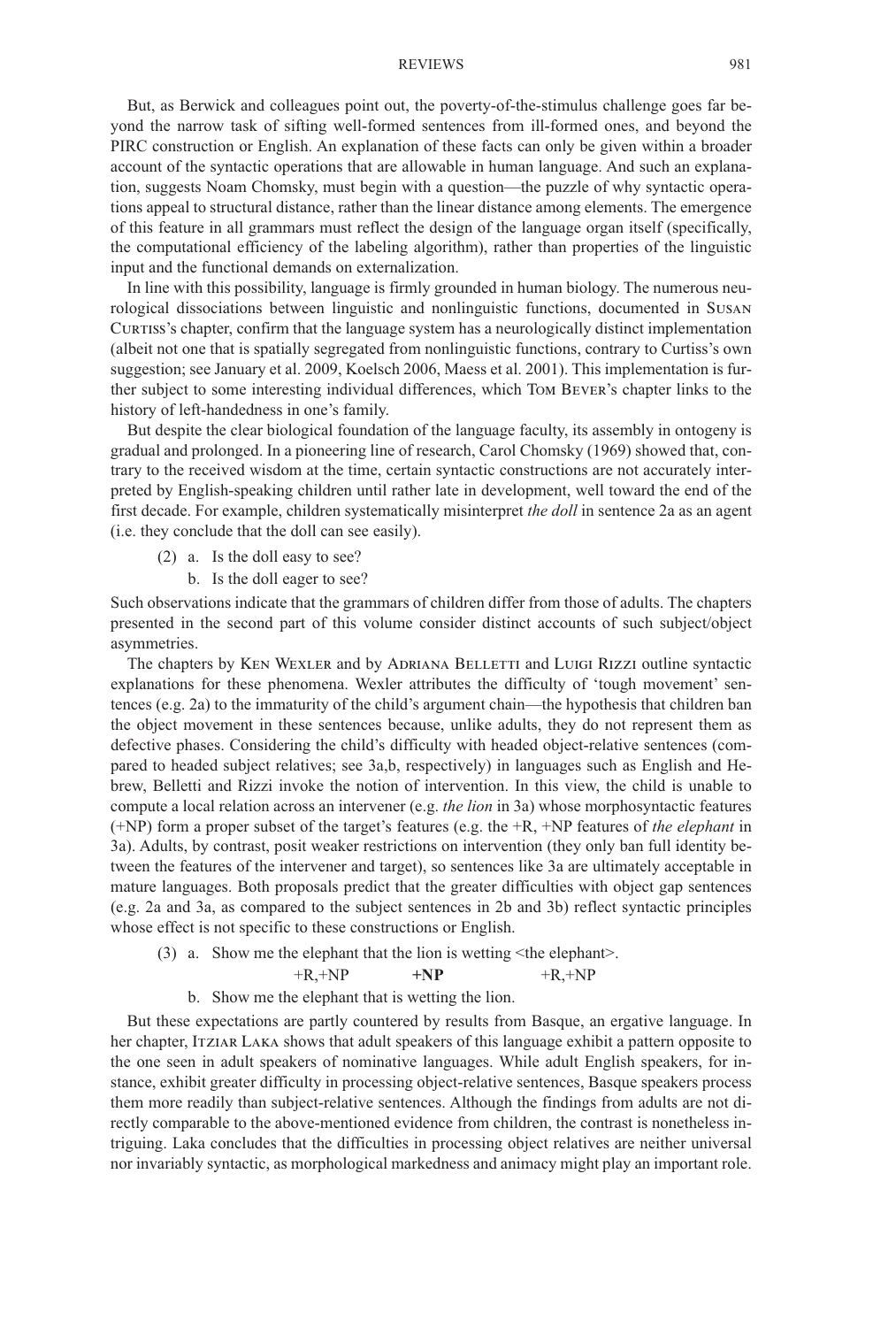But, as Berwick and colleagues point out, the poverty-of-the-stimulus challenge goes far beyond the narrow task of sifting well-formed sentences from ill-formed ones, and beyond the PIRC construction or English. An explanation of these facts can only be given within a broader account of the syntactic operations that are allowable in human language. And such an explanation, suggests Noam Chomsky, must begin with a question—the puzzle of why syntactic operations appeal to structural distance, rather than the linear distance among elements. The emergence of this feature in all grammars must reflect the design of the language organ itself (specifically, the computational efficiency of the labeling algorithm), rather than properties of the linguistic input and the functional demands on externalization.

In line with this possibility, language is firmly grounded in human biology. The numerous neurological dissociations between linguistic and nonlinguistic functions, documented in Susan Curtiss's chapter, confirm that the language system has a neurologically distinct implementation (albeit not one that is spatially segregated from nonlinguistic functions, contrary to Curtiss's own suggestion; see January et al. 2009, Koelsch 2006, Maess et al. 2001). This implementation is further subject to some interesting individual differences, which Tom Bever's chapter links to the history of left-handedness in one's family.

But despite the clear biological foundation of the language faculty, its assembly in ontogeny is gradual and prolonged. In a pioneering line of research, Carol Chomsky (1969) showed that, contrary to the received wisdom at the time, certain syntactic constructions are not accurately interpreted by English-speaking children until rather late in development, well toward the end of the first decade. For example, children systematically misinterpret *the doll* in sentence 2a as an agent (i.e. they conclude that the doll can see easily).

(2) a. Is the doll easy to see?
    b. Is the doll eager to see?

Such observations indicate that the grammars of children differ from those of adults. The chapters presented in the second part of this volume consider distinct accounts of such subject/object asymmetries.

The chapters by Ken Wexler and by Adriana Belletti and Luigi Rizzi outline syntactic explanations for these phenomena. Wexler attributes the difficulty of 'tough movement' sentences (e.g. 2a) to the immaturity of the child's argument chain—the hypothesis that children ban the object movement in these sentences because, unlike adults, they do not represent them as defective phases. Considering the child's difficulty with headed object-relative sentences (compared to headed subject relatives; see 3a,b, respectively) in languages such as English and Hebrew, Belletti and Rizzi invoke the notion of intervention. In this view, the child is unable to compute a local relation across an intervener (e.g. *the lion* in 3a) whose morphosyntactic features (+NP) form a proper subset of the target's features (e.g. the +R, +NP features of *the elephant* in 3a). Adults, by contrast, posit weaker restrictions on intervention (they only ban full identity between the features of the intervener and target), so sentences like 3a are ultimately acceptable in mature languages. Both proposals predict that the greater difficulties with object gap sentences (e.g. 2a and 3a, as compared to the subject sentences in 2b and 3b) reflect syntactic principles whose effect is not specific to these constructions or English.

(3) a. Show me the elephant that the lion is wetting <the elephant>.
       +R,+NP &nbsp;&nbsp;&nbsp;&nbsp;&nbsp;&nbsp;&nbsp;&nbsp;&nbsp;&nbsp; **+NP** &nbsp;&nbsp;&nbsp;&nbsp;&nbsp;&nbsp;&nbsp;&nbsp;&nbsp;&nbsp; +R,+NP
    b. Show me the elephant that is wetting the lion.

But these expectations are partly countered by results from Basque, an ergative language. In her chapter, Itziar Laka shows that adult speakers of this language exhibit a pattern opposite to the one seen in adult speakers of nominative languages. While adult English speakers, for instance, exhibit greater difficulty in processing object-relative sentences, Basque speakers process them more readily than subject-relative sentences. Although the findings from adults are not directly comparable to the above-mentioned evidence from children, the contrast is nonetheless intriguing. Laka concludes that the difficulties in processing object relatives are neither universal nor invariably syntactic, as morphological markedness and animacy might play an important role.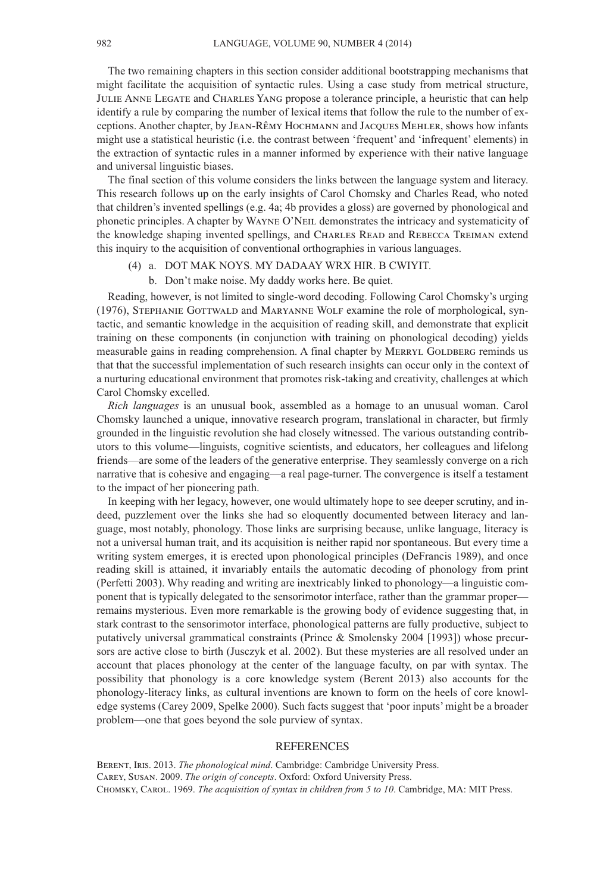The two remaining chapters in this section consider additional bootstrapping mechanisms that might facilitate the acquisition of syntactic rules. Using a case study from metrical structure, Julie Anne Legate and Charles Yang propose a tolerance principle, a heuristic that can help identify a rule by comparing the number of lexical items that follow the rule to the number of exceptions. Another chapter, by Jean-Rêmy Hochmann and Jacques Mehler, shows how infants might use a statistical heuristic (i.e. the contrast between 'frequent' and 'infrequent' elements) in the extraction of syntactic rules in a manner informed by experience with their native language and universal linguistic biases.

The final section of this volume considers the links between the language system and literacy. This research follows up on the early insights of Carol Chomsky and Charles Read, who noted that children's invented spellings (e.g. 4a; 4b provides a gloss) are governed by phonological and phonetic principles. A chapter by Wayne O'Neil demonstrates the intricacy and systematicity of the knowledge shaping invented spellings, and Charles Read and Rebecca Treiman extend this inquiry to the acquisition of conventional orthographies in various languages.

(4) a. DOT MAK NOYS. MY DADAAY WRX HIR. B CWIYIT.

b. Don't make noise. My daddy works here. Be quiet.

Reading, however, is not limited to single-word decoding. Following Carol Chomsky's urging (1976), Stephanie Gottwald and Maryanne Wolf examine the role of morphological, syntactic, and semantic knowledge in the acquisition of reading skill, and demonstrate that explicit training on these components (in conjunction with training on phonological decoding) yields measurable gains in reading comprehension. A final chapter by Merryl Goldberg reminds us that that the successful implementation of such research insights can occur only in the context of a nurturing educational environment that promotes risk-taking and creativity, challenges at which Carol Chomsky excelled.

*Rich languages* is an unusual book, assembled as a homage to an unusual woman. Carol Chomsky launched a unique, innovative research program, translational in character, but firmly grounded in the linguistic revolution she had closely witnessed. The various outstanding contributors to this volume—linguists, cognitive scientists, and educators, her colleagues and lifelong friends—are some of the leaders of the generative enterprise. They seamlessly converge on a rich narrative that is cohesive and engaging—a real page-turner. The convergence is itself a testament to the impact of her pioneering path.

In keeping with her legacy, however, one would ultimately hope to see deeper scrutiny, and indeed, puzzlement over the links she had so eloquently documented between literacy and language, most notably, phonology. Those links are surprising because, unlike language, literacy is not a universal human trait, and its acquisition is neither rapid nor spontaneous. But every time a writing system emerges, it is erected upon phonological principles (DeFrancis 1989), and once reading skill is attained, it invariably entails the automatic decoding of phonology from print (Perfetti 2003). Why reading and writing are inextricably linked to phonology—a linguistic component that is typically delegated to the sensorimotor interface, rather than the grammar proper—remains mysterious. Even more remarkable is the growing body of evidence suggesting that, in stark contrast to the sensorimotor interface, phonological patterns are fully productive, subject to putatively universal grammatical constraints (Prince & Smolensky 2004 [1993]) whose precursors are active close to birth (Jusczyk et al. 2002). But these mysteries are all resolved under an account that places phonology at the center of the language faculty, on par with syntax. The possibility that phonology is a core knowledge system (Berent 2013) also accounts for the phonology-literacy links, as cultural inventions are known to form on the heels of core knowledge systems (Carey 2009, Spelke 2000). Such facts suggest that 'poor inputs' might be a broader problem—one that goes beyond the sole purview of syntax.

## REFERENCES

Berent, Iris. 2013. *The phonological mind*. Cambridge: Cambridge University Press.

Carey, Susan. 2009. *The origin of concepts*. Oxford: Oxford University Press.

Chomsky, Carol. 1969. *The acquisition of syntax in children from 5 to 10*. Cambridge, MA: MIT Press.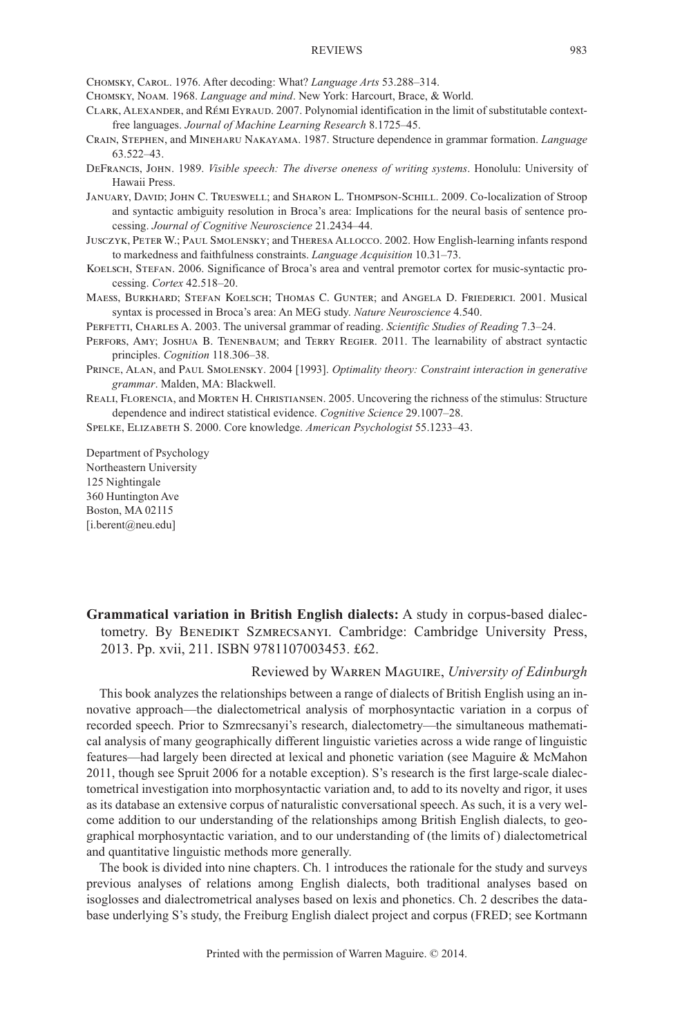Chomsky, Carol. 1976. After decoding: What? *Language Arts* 53.288–314.

Chomsky, Noam. 1968. *Language and mind*. New York: Harcourt, Brace, & World.

Clark, Alexander, and Rémi Eyraud. 2007. Polynomial identification in the limit of substitutable context-free languages. *Journal of Machine Learning Research* 8.1725–45.

Crain, Stephen, and Mineharu Nakayama. 1987. Structure dependence in grammar formation. *Language* 63.522–43.

DeFrancis, John. 1989. *Visible speech: The diverse oneness of writing systems*. Honolulu: University of Hawaii Press.

January, David; John C. Trueswell; and Sharon L. Thompson-Schill. 2009. Co-localization of Stroop and syntactic ambiguity resolution in Broca's area: Implications for the neural basis of sentence processing. *Journal of Cognitive Neuroscience* 21.2434–44.

Jusczyk, Peter W.; Paul Smolensky; and Theresa Allocco. 2002. How English-learning infants respond to markedness and faithfulness constraints. *Language Acquisition* 10.31–73.

Koelsch, Stefan. 2006. Significance of Broca's area and ventral premotor cortex for music-syntactic processing. *Cortex* 42.518–20.

Maess, Burkhard; Stefan Koelsch; Thomas C. Gunter; and Angela D. Friederici. 2001. Musical syntax is processed in Broca's area: An MEG study. *Nature Neuroscience* 4.540.

Perfetti, Charles A. 2003. The universal grammar of reading. *Scientific Studies of Reading* 7.3–24.

Perfors, Amy; Joshua B. Tenenbaum; and Terry Regier. 2011. The learnability of abstract syntactic principles. *Cognition* 118.306–38.

Prince, Alan, and Paul Smolensky. 2004 [1993]. *Optimality theory: Constraint interaction in generative grammar*. Malden, MA: Blackwell.

Reali, Florencia, and Morten H. Christiansen. 2005. Uncovering the richness of the stimulus: Structure dependence and indirect statistical evidence. *Cognitive Science* 29.1007–28.

Spelke, Elizabeth S. 2000. Core knowledge. *American Psychologist* 55.1233–43.

Department of Psychology
Northeastern University
125 Nightingale
360 Huntington Ave
Boston, MA 02115
[i.berent@neu.edu]

**Grammatical variation in British English dialects:** A study in corpus-based dialectometry. By Benedikt Szmrecsanyi. Cambridge: Cambridge University Press, 2013. Pp. xvii, 211. ISBN 9781107003453. £62.

Reviewed by Warren Maguire, *University of Edinburgh*

This book analyzes the relationships between a range of dialects of British English using an innovative approach—the dialectometrical analysis of morphosyntactic variation in a corpus of recorded speech. Prior to Szmrecsanyi's research, dialectometry—the simultaneous mathematical analysis of many geographically different linguistic varieties across a wide range of linguistic features—had largely been directed at lexical and phonetic variation (see Maguire & McMahon 2011, though see Spruit 2006 for a notable exception). S's research is the first large-scale dialectometrical investigation into morphosyntactic variation and, to add to its novelty and rigor, it uses as its database an extensive corpus of naturalistic conversational speech. As such, it is a very welcome addition to our understanding of the relationships among British English dialects, to geographical morphosyntactic variation, and to our understanding of (the limits of) dialectometrical and quantitative linguistic methods more generally.

The book is divided into nine chapters. Ch. 1 introduces the rationale for the study and surveys previous analyses of relations among English dialects, both traditional analyses based on isoglosses and dialectrometrical analyses based on lexis and phonetics. Ch. 2 describes the database underlying S's study, the Freiburg English dialect project and corpus (FRED; see Kortmann

Printed with the permission of Warren Maguire. © 2014.